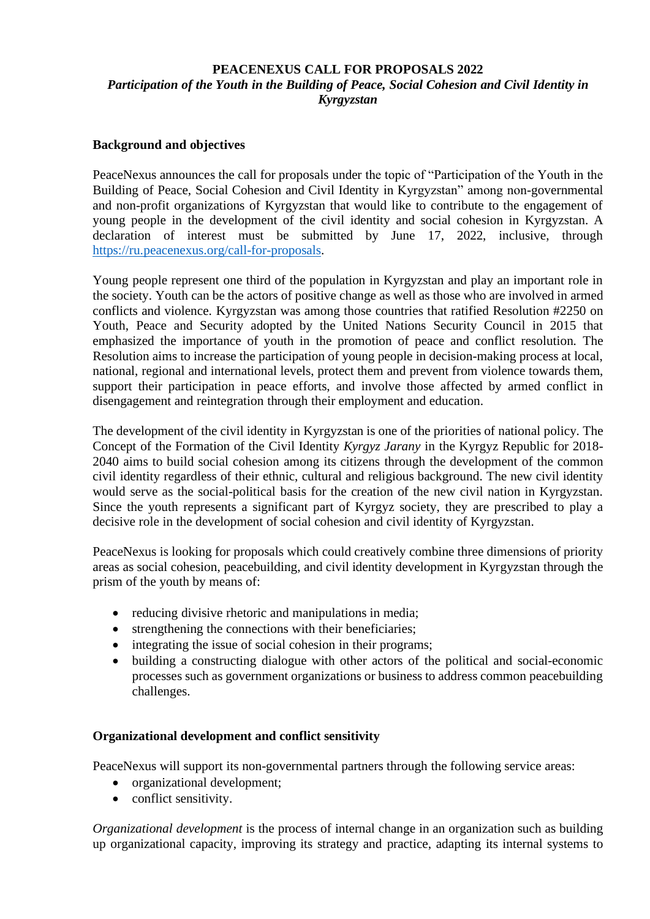**PEACENEXUS CALL FOR PROPOSALS 2022**

***Participation of the Youth in the Building of Peace, Social Cohesion and Civil Identity in Kyrgyzstan***

**Background and objectives**

PeaceNexus announces the call for proposals under the topic of "Participation of the Youth in the Building of Peace, Social Cohesion and Civil Identity in Kyrgyzstan" among non-governmental and non-profit organizations of Kyrgyzstan that would like to contribute to the engagement of young people in the development of the civil identity and social cohesion in Kyrgyzstan. A declaration of interest must be submitted by June 17, 2022, inclusive, through https://ru.peacenexus.org/call-for-proposals.

Young people represent one third of the population in Kyrgyzstan and play an important role in the society. Youth can be the actors of positive change as well as those who are involved in armed conflicts and violence. Kyrgyzstan was among those countries that ratified Resolution #2250 on Youth, Peace and Security adopted by the United Nations Security Council in 2015 that emphasized the importance of youth in the promotion of peace and conflict resolution. The Resolution aims to increase the participation of young people in decision-making process at local, national, regional and international levels, protect them and prevent from violence towards them, support their participation in peace efforts, and involve those affected by armed conflict in disengagement and reintegration through their employment and education.

The development of the civil identity in Kyrgyzstan is one of the priorities of national policy. The Concept of the Formation of the Civil Identity *Kyrgyz Jarany* in the Kyrgyz Republic for 2018-2040 aims to build social cohesion among its citizens through the development of the common civil identity regardless of their ethnic, cultural and religious background. The new civil identity would serve as the social-political basis for the creation of the new civil nation in Kyrgyzstan. Since the youth represents a significant part of Kyrgyz society, they are prescribed to play a decisive role in the development of social cohesion and civil identity of Kyrgyzstan.

PeaceNexus is looking for proposals which could creatively combine three dimensions of priority areas as social cohesion, peacebuilding, and civil identity development in Kyrgyzstan through the prism of the youth by means of:

- reducing divisive rhetoric and manipulations in media;
- strengthening the connections with their beneficiaries;
- integrating the issue of social cohesion in their programs;
- building a constructing dialogue with other actors of the political and social-economic processes such as government organizations or business to address common peacebuilding challenges.

**Organizational development and conflict sensitivity**

PeaceNexus will support its non-governmental partners through the following service areas:

- organizational development;
- conflict sensitivity.

*Organizational development* is the process of internal change in an organization such as building up organizational capacity, improving its strategy and practice, adapting its internal systems to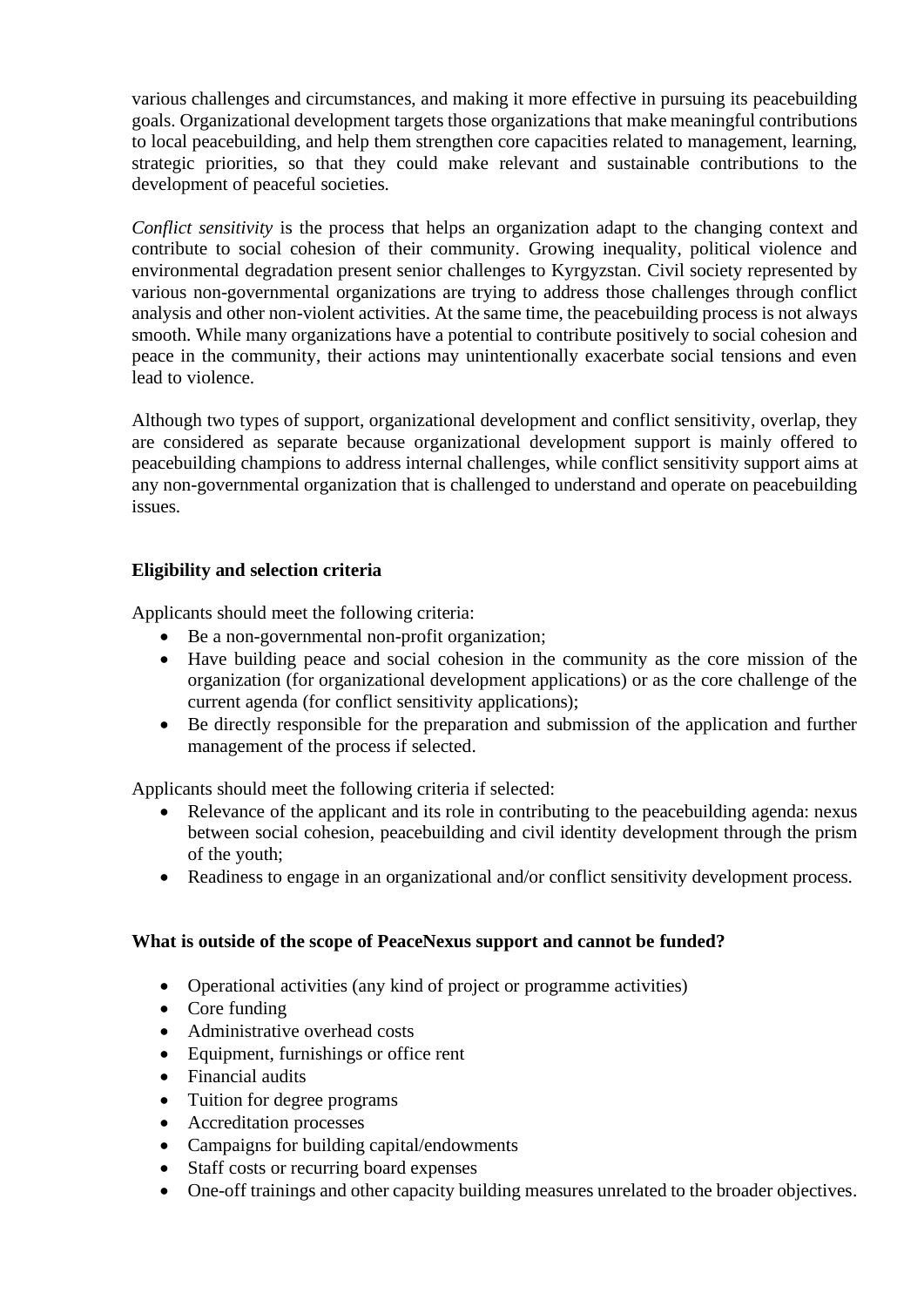various challenges and circumstances, and making it more effective in pursuing its peacebuilding goals. Organizational development targets those organizations that make meaningful contributions to local peacebuilding, and help them strengthen core capacities related to management, learning, strategic priorities, so that they could make relevant and sustainable contributions to the development of peaceful societies.

*Conflict sensitivity* is the process that helps an organization adapt to the changing context and contribute to social cohesion of their community. Growing inequality, political violence and environmental degradation present senior challenges to Kyrgyzstan. Civil society represented by various non-governmental organizations are trying to address those challenges through conflict analysis and other non-violent activities. At the same time, the peacebuilding process is not always smooth. While many organizations have a potential to contribute positively to social cohesion and peace in the community, their actions may unintentionally exacerbate social tensions and even lead to violence.

Although two types of support, organizational development and conflict sensitivity, overlap, they are considered as separate because organizational development support is mainly offered to peacebuilding champions to address internal challenges, while conflict sensitivity support aims at any non-governmental organization that is challenged to understand and operate on peacebuilding issues.

**Eligibility and selection criteria**

Applicants should meet the following criteria:

- Be a non-governmental non-profit organization;
- Have building peace and social cohesion in the community as the core mission of the organization (for organizational development applications) or as the core challenge of the current agenda (for conflict sensitivity applications);
- Be directly responsible for the preparation and submission of the application and further management of the process if selected.

Applicants should meet the following criteria if selected:

- Relevance of the applicant and its role in contributing to the peacebuilding agenda: nexus between social cohesion, peacebuilding and civil identity development through the prism of the youth;
- Readiness to engage in an organizational and/or conflict sensitivity development process.

**What is outside of the scope of PeaceNexus support and cannot be funded?**

- Operational activities (any kind of project or programme activities)
- Core funding
- Administrative overhead costs
- Equipment, furnishings or office rent
- Financial audits
- Tuition for degree programs
- Accreditation processes
- Campaigns for building capital/endowments
- Staff costs or recurring board expenses
- One-off trainings and other capacity building measures unrelated to the broader objectives.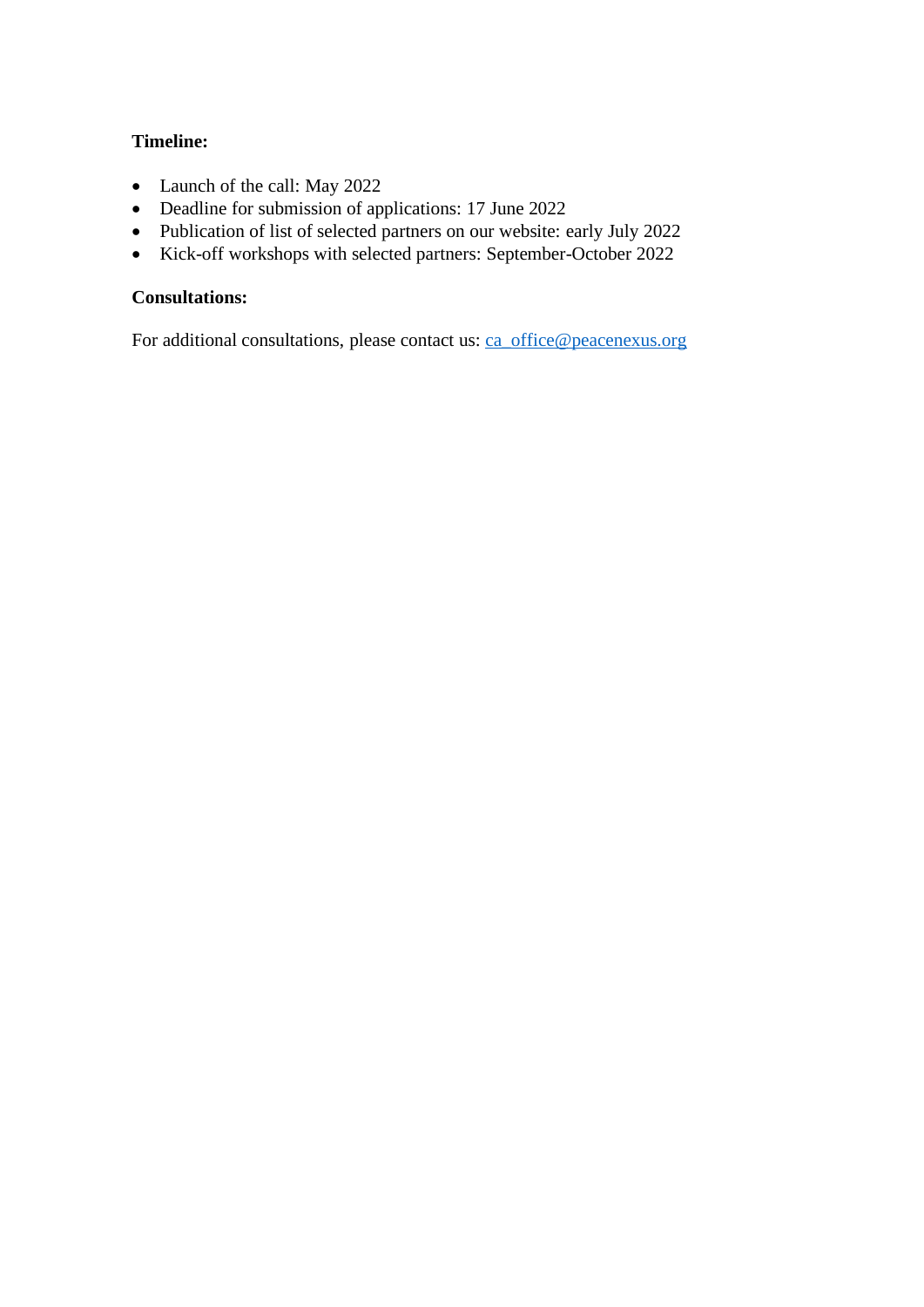**Timeline:**

- Launch of the call: May 2022
- Deadline for submission of applications: 17 June 2022
- Publication of list of selected partners on our website: early July 2022
- Kick-off workshops with selected partners: September-October 2022

**Consultations:**

For additional consultations, please contact us: ca_office@peacenexus.org